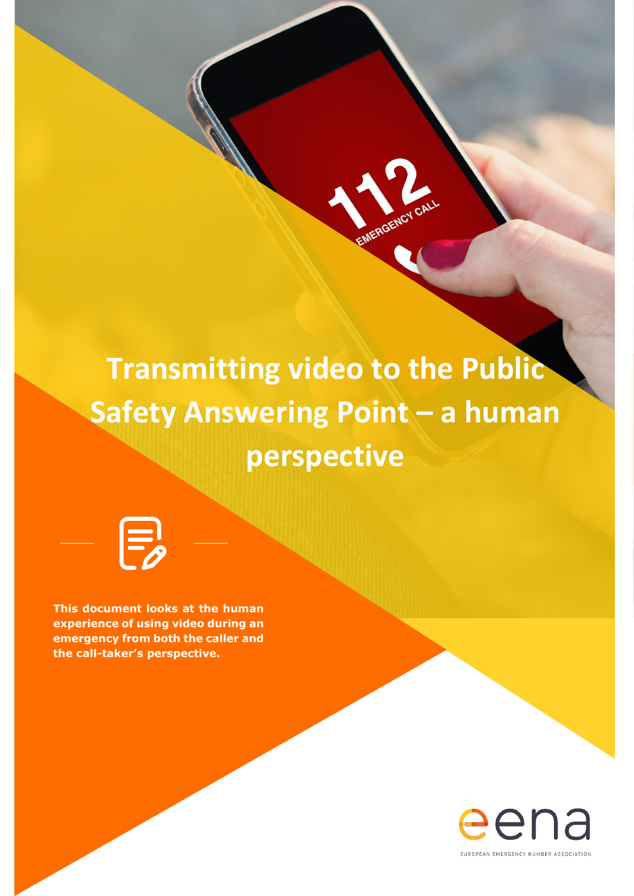# Transmitting video to the Public Safety Answering Point – a human perspective

**This document looks at the human experience of using video during an emergency from both the caller and the call-taker's perspective.**

eena

EUROPEAN EMERGENCY NUMBER ASSOCIATION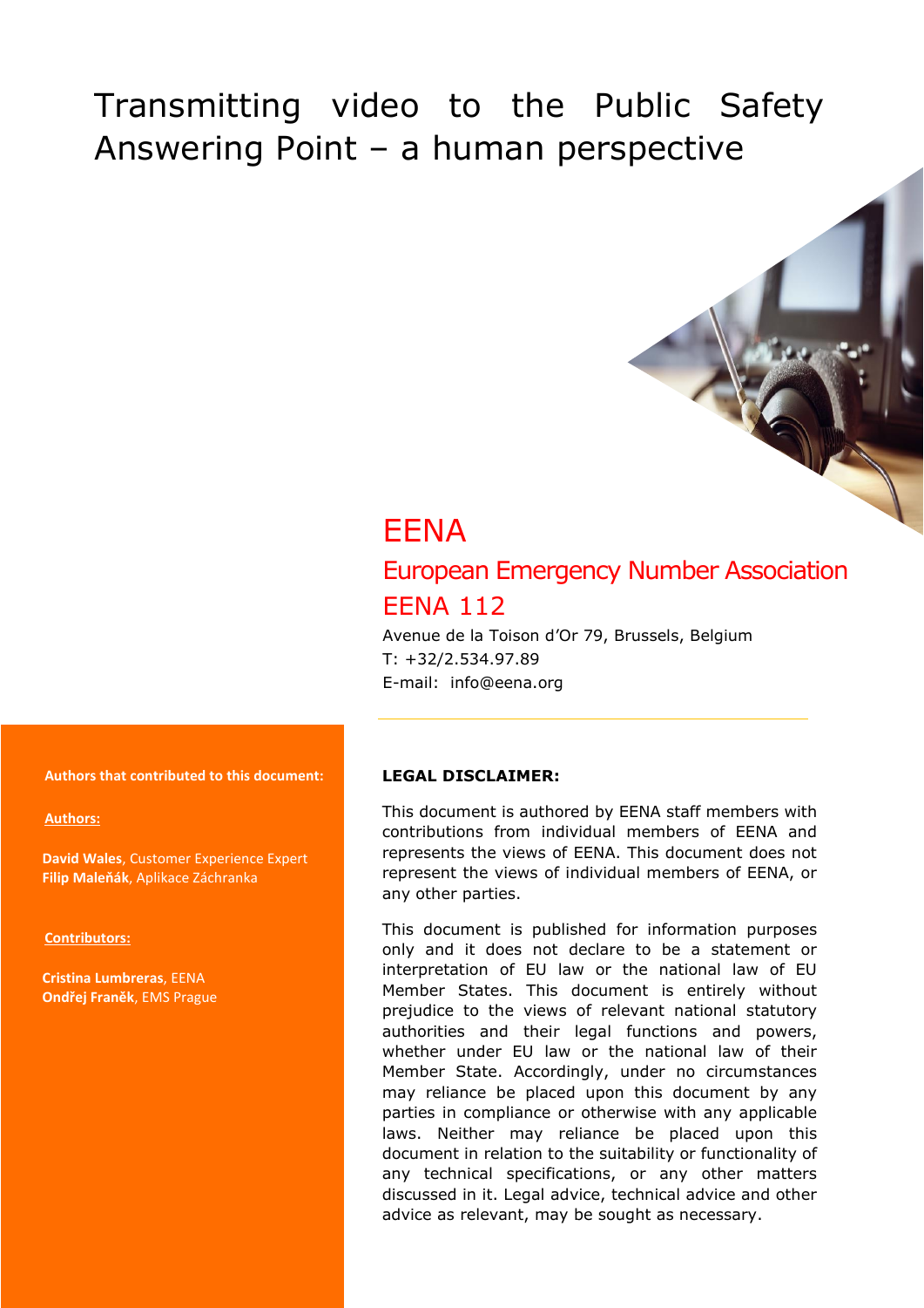# Transmitting video to the Public Safety Answering Point – a human perspective

EENA

European Emergency Number Association

EENA 112

Avenue de la Toison d'Or 79, Brussels, Belgium

T: +32/2.534.97.89

E-mail: info@eena.org

**Authors that contributed to this document:**

**Authors:**

**David Wales**, Customer Experience Expert
**Filip Maleňák**, Aplikace Záchranka

**Contributors:**

**Cristina Lumbreras**, EENA
**Ondřej Franěk**, EMS Prague

**LEGAL DISCLAIMER:**

This document is authored by EENA staff members with contributions from individual members of EENA and represents the views of EENA. This document does not represent the views of individual members of EENA, or any other parties.

This document is published for information purposes only and it does not declare to be a statement or interpretation of EU law or the national law of EU Member States. This document is entirely without prejudice to the views of relevant national statutory authorities and their legal functions and powers, whether under EU law or the national law of their Member State. Accordingly, under no circumstances may reliance be placed upon this document by any parties in compliance or otherwise with any applicable laws. Neither may reliance be placed upon this document in relation to the suitability or functionality of any technical specifications, or any other matters discussed in it. Legal advice, technical advice and other advice as relevant, may be sought as necessary.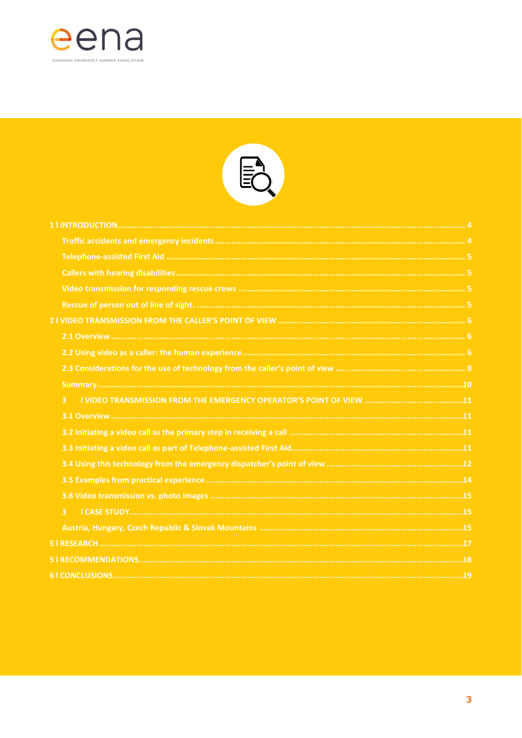1 I INTRODUCTION ........ 4

- Traffic accidents and emergency incidents ........ 4
- Telephone-assisted First Aid ........ 5
- Callers with hearing disabilities ........ 5
- Video transmission for responding rescue crews ........ 5
- Rescue of person out of line of sight. ........ 5

2 I VIDEO TRANSMISSION FROM THE CALLER'S POINT OF VIEW ........ 6

- 2.1 Overview ........ 6
- 2.2 Using video as a caller: the human experience ........ 6
- 2.3 Considerations for the use of technology from the caller's point of view ........ 8
- Summary ........ 10
- 3 I VIDEO TRANSMISSION FROM THE EMERGENCY OPERATOR'S POINT OF VIEW ........ 11
- 3.1 Overview ........ 11
- 3.2 Initiating a video call as the primary step in receiving a call ........ 11
- 3.3 Initiating a video call as part of Telephone-assisted First Aid ........ 11
- 3.4 Using this technology from the emergency dispatcher's point of view ........ 12
- 3.5 Examples from practical experience ........ 14
- 3.6 Video transmission vs. photo images ........ 15
- 3 I CASE STUDY ........ 15
- Austria, Hungary, Czech Republic & Slovak Mountains ........ 15

5 I RESEARCH ........ 17

5 I RECOMMENDATIONS ........ 18

6 I CONCLUSIONS ........ 19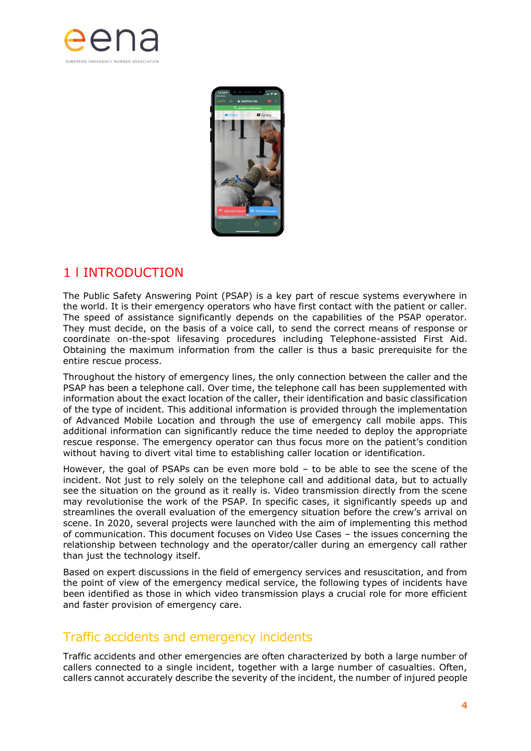# 1 I INTRODUCTION

The Public Safety Answering Point (PSAP) is a key part of rescue systems everywhere in the world. It is their emergency operators who have first contact with the patient or caller. The speed of assistance significantly depends on the capabilities of the PSAP operator. They must decide, on the basis of a voice call, to send the correct means of response or coordinate on-the-spot lifesaving procedures including Telephone-assisted First Aid. Obtaining the maximum information from the caller is thus a basic prerequisite for the entire rescue process.

Throughout the history of emergency lines, the only connection between the caller and the PSAP has been a telephone call. Over time, the telephone call has been supplemented with information about the exact location of the caller, their identification and basic classification of the type of incident. This additional information is provided through the implementation of Advanced Mobile Location and through the use of emergency call mobile apps. This additional information can significantly reduce the time needed to deploy the appropriate rescue response. The emergency operator can thus focus more on the patient's condition without having to divert vital time to establishing caller location or identification.

However, the goal of PSAPs can be even more bold – to be able to see the scene of the incident. Not just to rely solely on the telephone call and additional data, but to actually see the situation on the ground as it really is. Video transmission directly from the scene may revolutionise the work of the PSAP. In specific cases, it significantly speeds up and streamlines the overall evaluation of the emergency situation before the crew's arrival on scene. In 2020, several projects were launched with the aim of implementing this method of communication. This document focuses on Video Use Cases – the issues concerning the relationship between technology and the operator/caller during an emergency call rather than just the technology itself.

Based on expert discussions in the field of emergency services and resuscitation, and from the point of view of the emergency medical service, the following types of incidents have been identified as those in which video transmission plays a crucial role for more efficient and faster provision of emergency care.

## Traffic accidents and emergency incidents

Traffic accidents and other emergencies are often characterized by both a large number of callers connected to a single incident, together with a large number of casualties. Often, callers cannot accurately describe the severity of the incident, the number of injured people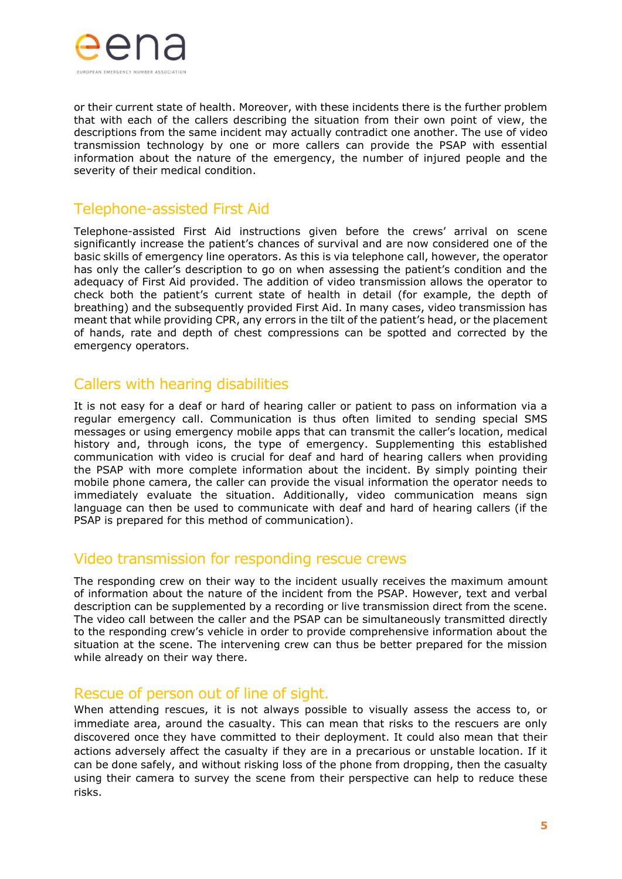or their current state of health. Moreover, with these incidents there is the further problem that with each of the callers describing the situation from their own point of view, the descriptions from the same incident may actually contradict one another. The use of video transmission technology by one or more callers can provide the PSAP with essential information about the nature of the emergency, the number of injured people and the severity of their medical condition.

## Telephone-assisted First Aid

Telephone-assisted First Aid instructions given before the crews' arrival on scene significantly increase the patient's chances of survival and are now considered one of the basic skills of emergency line operators. As this is via telephone call, however, the operator has only the caller's description to go on when assessing the patient's condition and the adequacy of First Aid provided. The addition of video transmission allows the operator to check both the patient's current state of health in detail (for example, the depth of breathing) and the subsequently provided First Aid. In many cases, video transmission has meant that while providing CPR, any errors in the tilt of the patient's head, or the placement of hands, rate and depth of chest compressions can be spotted and corrected by the emergency operators.

## Callers with hearing disabilities

It is not easy for a deaf or hard of hearing caller or patient to pass on information via a regular emergency call. Communication is thus often limited to sending special SMS messages or using emergency mobile apps that can transmit the caller's location, medical history and, through icons, the type of emergency. Supplementing this established communication with video is crucial for deaf and hard of hearing callers when providing the PSAP with more complete information about the incident. By simply pointing their mobile phone camera, the caller can provide the visual information the operator needs to immediately evaluate the situation. Additionally, video communication means sign language can then be used to communicate with deaf and hard of hearing callers (if the PSAP is prepared for this method of communication).

## Video transmission for responding rescue crews

The responding crew on their way to the incident usually receives the maximum amount of information about the nature of the incident from the PSAP. However, text and verbal description can be supplemented by a recording or live transmission direct from the scene. The video call between the caller and the PSAP can be simultaneously transmitted directly to the responding crew's vehicle in order to provide comprehensive information about the situation at the scene. The intervening crew can thus be better prepared for the mission while already on their way there.

## Rescue of person out of line of sight.

When attending rescues, it is not always possible to visually assess the access to, or immediate area, around the casualty. This can mean that risks to the rescuers are only discovered once they have committed to their deployment. It could also mean that their actions adversely affect the casualty if they are in a precarious or unstable location. If it can be done safely, and without risking loss of the phone from dropping, then the casualty using their camera to survey the scene from their perspective can help to reduce these risks.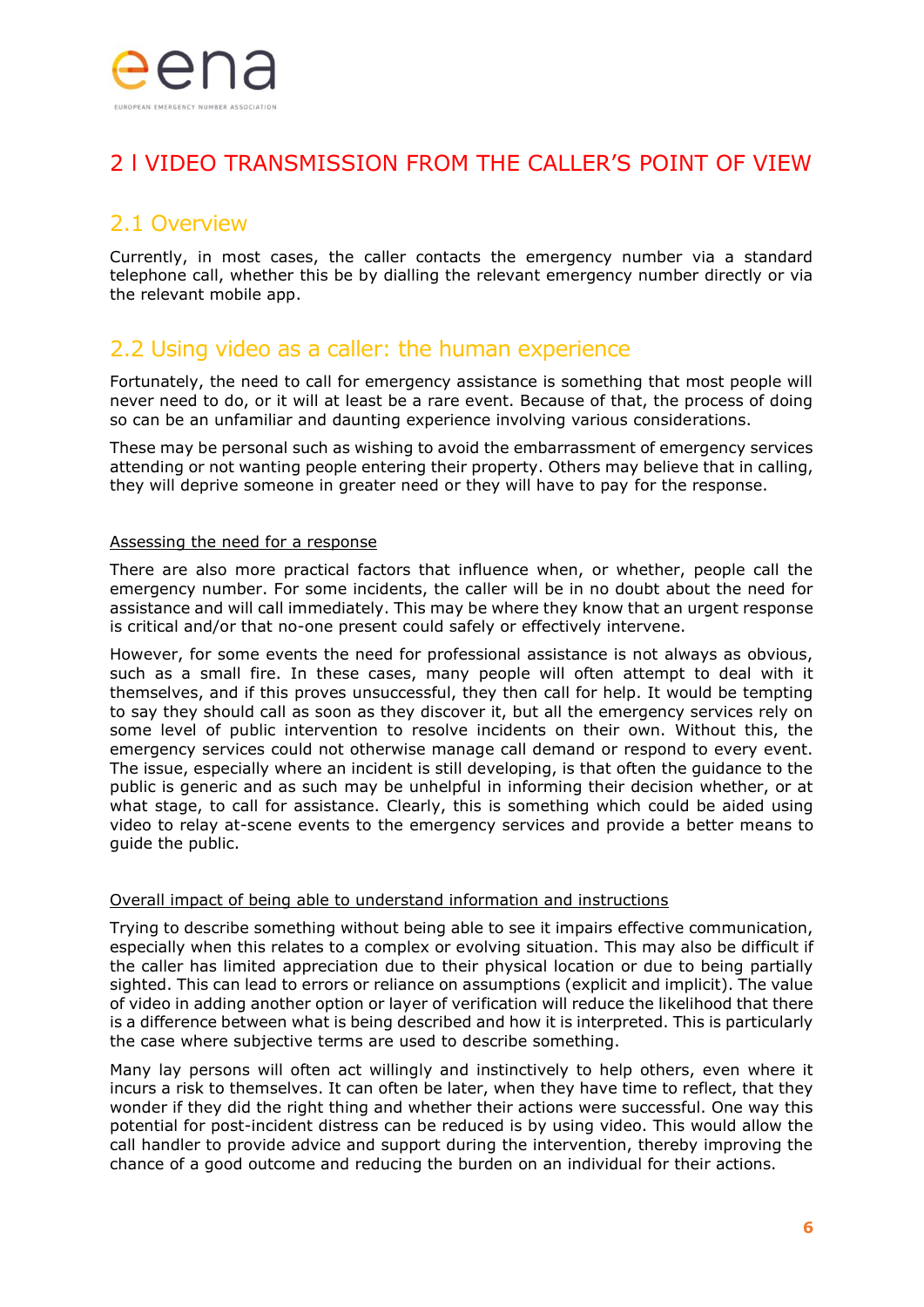# 2 | VIDEO TRANSMISSION FROM THE CALLER'S POINT OF VIEW

## 2.1 Overview

Currently, in most cases, the caller contacts the emergency number via a standard telephone call, whether this be by dialling the relevant emergency number directly or via the relevant mobile app.

## 2.2 Using video as a caller: the human experience

Fortunately, the need to call for emergency assistance is something that most people will never need to do, or it will at least be a rare event. Because of that, the process of doing so can be an unfamiliar and daunting experience involving various considerations.

These may be personal such as wishing to avoid the embarrassment of emergency services attending or not wanting people entering their property. Others may believe that in calling, they will deprive someone in greater need or they will have to pay for the response.

<u>Assessing the need for a response</u>

There are also more practical factors that influence when, or whether, people call the emergency number. For some incidents, the caller will be in no doubt about the need for assistance and will call immediately. This may be where they know that an urgent response is critical and/or that no-one present could safely or effectively intervene.

However, for some events the need for professional assistance is not always as obvious, such as a small fire. In these cases, many people will often attempt to deal with it themselves, and if this proves unsuccessful, they then call for help. It would be tempting to say they should call as soon as they discover it, but all the emergency services rely on some level of public intervention to resolve incidents on their own. Without this, the emergency services could not otherwise manage call demand or respond to every event. The issue, especially where an incident is still developing, is that often the guidance to the public is generic and as such may be unhelpful in informing their decision whether, or at what stage, to call for assistance. Clearly, this is something which could be aided using video to relay at-scene events to the emergency services and provide a better means to guide the public.

<u>Overall impact of being able to understand information and instructions</u>

Trying to describe something without being able to see it impairs effective communication, especially when this relates to a complex or evolving situation. This may also be difficult if the caller has limited appreciation due to their physical location or due to being partially sighted. This can lead to errors or reliance on assumptions (explicit and implicit). The value of video in adding another option or layer of verification will reduce the likelihood that there is a difference between what is being described and how it is interpreted. This is particularly the case where subjective terms are used to describe something.

Many lay persons will often act willingly and instinctively to help others, even where it incurs a risk to themselves. It can often be later, when they have time to reflect, that they wonder if they did the right thing and whether their actions were successful. One way this potential for post-incident distress can be reduced is by using video. This would allow the call handler to provide advice and support during the intervention, thereby improving the chance of a good outcome and reducing the burden on an individual for their actions.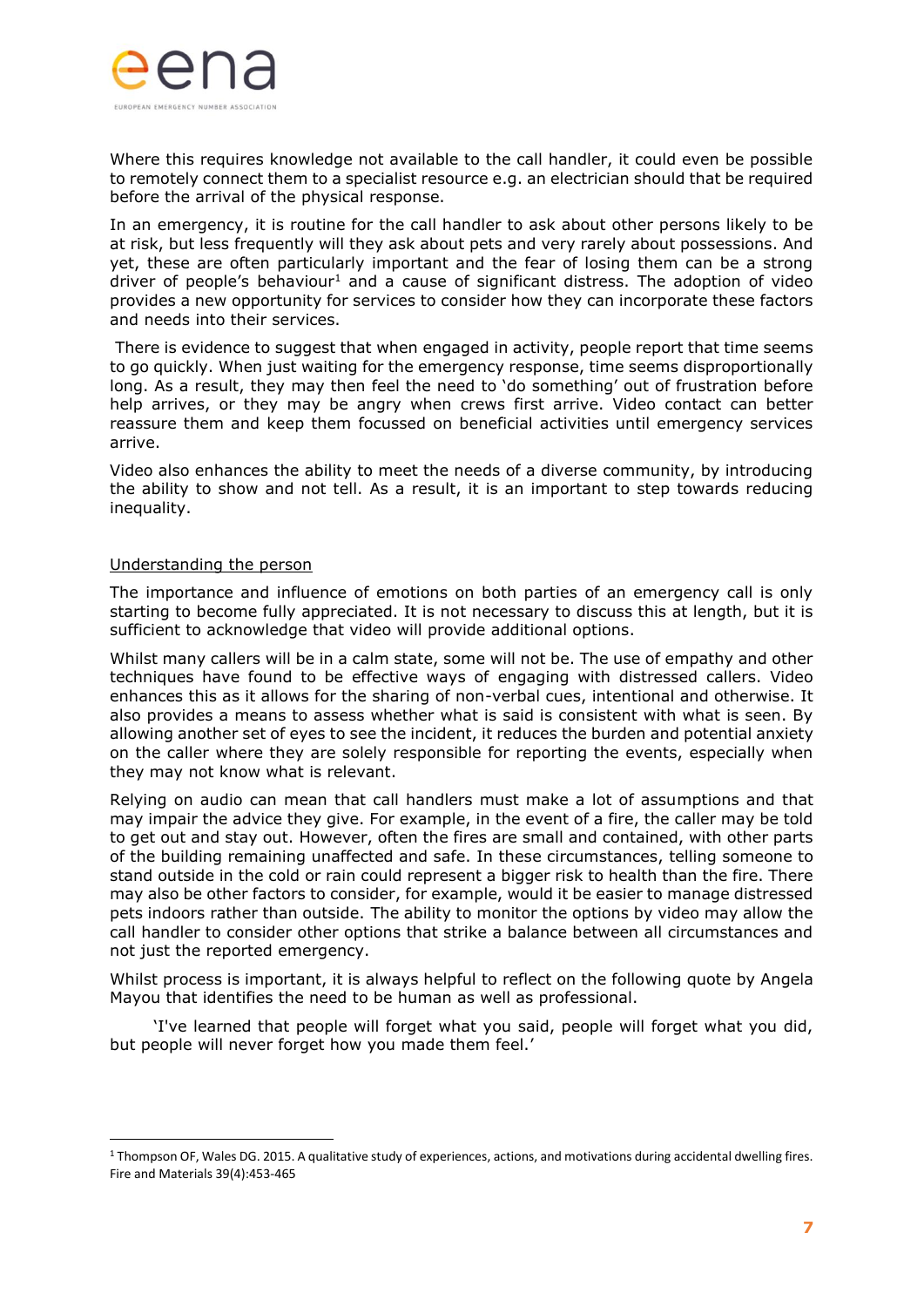Where this requires knowledge not available to the call handler, it could even be possible to remotely connect them to a specialist resource e.g. an electrician should that be required before the arrival of the physical response.

In an emergency, it is routine for the call handler to ask about other persons likely to be at risk, but less frequently will they ask about pets and very rarely about possessions. And yet, these are often particularly important and the fear of losing them can be a strong driver of people's behaviour[1] and a cause of significant distress. The adoption of video provides a new opportunity for services to consider how they can incorporate these factors and needs into their services.

There is evidence to suggest that when engaged in activity, people report that time seems to go quickly. When just waiting for the emergency response, time seems disproportionally long. As a result, they may then feel the need to 'do something' out of frustration before help arrives, or they may be angry when crews first arrive. Video contact can better reassure them and keep them focussed on beneficial activities until emergency services arrive.

Video also enhances the ability to meet the needs of a diverse community, by introducing the ability to show and not tell. As a result, it is an important to step towards reducing inequality.

## Understanding the person

The importance and influence of emotions on both parties of an emergency call is only starting to become fully appreciated. It is not necessary to discuss this at length, but it is sufficient to acknowledge that video will provide additional options.

Whilst many callers will be in a calm state, some will not be. The use of empathy and other techniques have found to be effective ways of engaging with distressed callers. Video enhances this as it allows for the sharing of non-verbal cues, intentional and otherwise. It also provides a means to assess whether what is said is consistent with what is seen. By allowing another set of eyes to see the incident, it reduces the burden and potential anxiety on the caller where they are solely responsible for reporting the events, especially when they may not know what is relevant.

Relying on audio can mean that call handlers must make a lot of assumptions and that may impair the advice they give. For example, in the event of a fire, the caller may be told to get out and stay out. However, often the fires are small and contained, with other parts of the building remaining unaffected and safe. In these circumstances, telling someone to stand outside in the cold or rain could represent a bigger risk to health than the fire. There may also be other factors to consider, for example, would it be easier to manage distressed pets indoors rather than outside. The ability to monitor the options by video may allow the call handler to consider other options that strike a balance between all circumstances and not just the reported emergency.

Whilst process is important, it is always helpful to reflect on the following quote by Angela Mayou that identifies the need to be human as well as professional.

'I've learned that people will forget what you said, people will forget what you did, but people will never forget how you made them feel.'

---

[1] Thompson OF, Wales DG. 2015. A qualitative study of experiences, actions, and motivations during accidental dwelling fires. Fire and Materials 39(4):453-465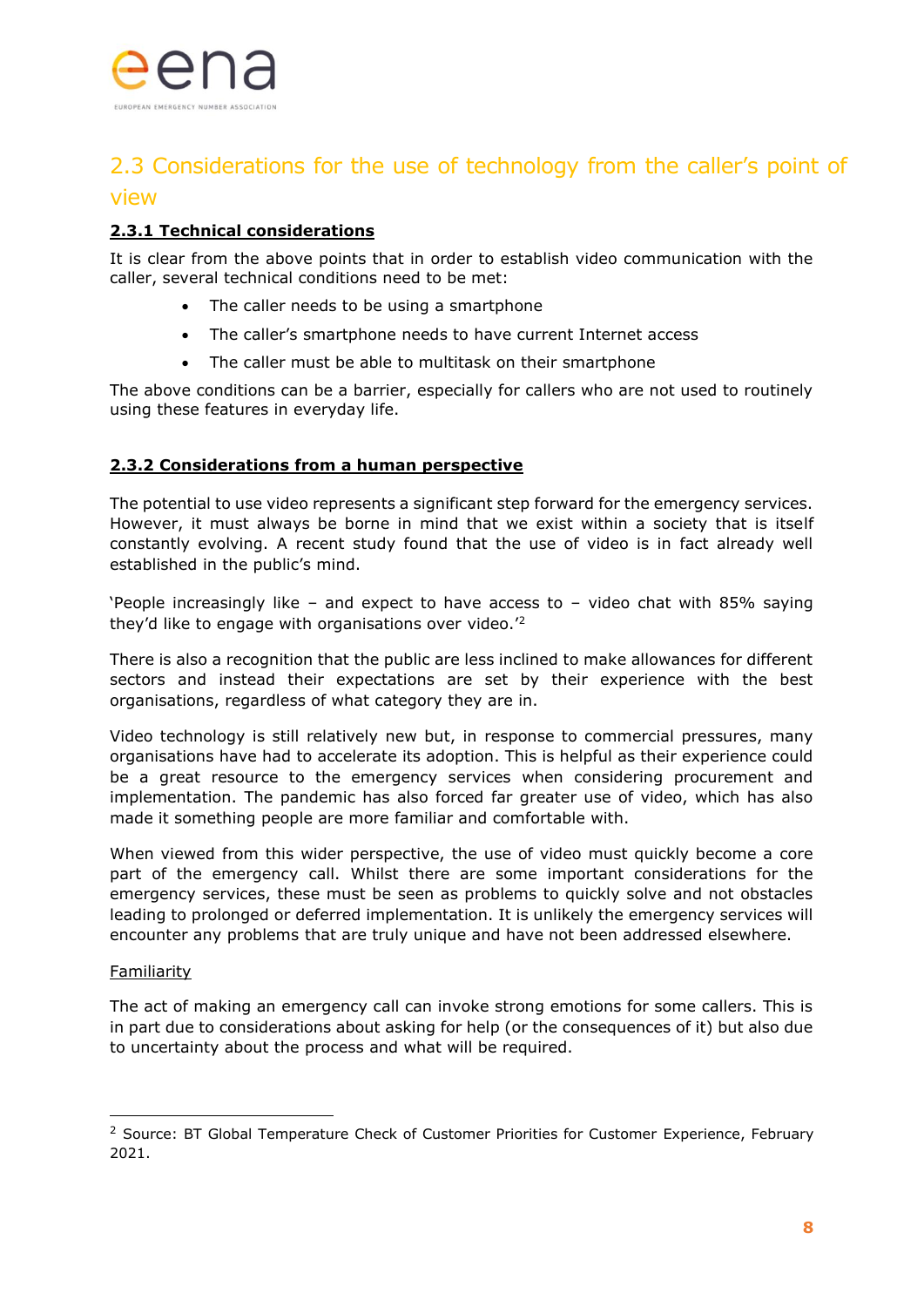## 2.3 Considerations for the use of technology from the caller's point of view

### 2.3.1 Technical considerations

It is clear from the above points that in order to establish video communication with the caller, several technical conditions need to be met:

- The caller needs to be using a smartphone
- The caller's smartphone needs to have current Internet access
- The caller must be able to multitask on their smartphone

The above conditions can be a barrier, especially for callers who are not used to routinely using these features in everyday life.

### 2.3.2 Considerations from a human perspective

The potential to use video represents a significant step forward for the emergency services. However, it must always be borne in mind that we exist within a society that is itself constantly evolving. A recent study found that the use of video is in fact already well established in the public's mind.

'People increasingly like – and expect to have access to – video chat with 85% saying they'd like to engage with organisations over video.'[2]

There is also a recognition that the public are less inclined to make allowances for different sectors and instead their expectations are set by their experience with the best organisations, regardless of what category they are in.

Video technology is still relatively new but, in response to commercial pressures, many organisations have had to accelerate its adoption. This is helpful as their experience could be a great resource to the emergency services when considering procurement and implementation. The pandemic has also forced far greater use of video, which has also made it something people are more familiar and comfortable with.

When viewed from this wider perspective, the use of video must quickly become a core part of the emergency call. Whilst there are some important considerations for the emergency services, these must be seen as problems to quickly solve and not obstacles leading to prolonged or deferred implementation. It is unlikely the emergency services will encounter any problems that are truly unique and have not been addressed elsewhere.

Familiarity

The act of making an emergency call can invoke strong emotions for some callers. This is in part due to considerations about asking for help (or the consequences of it) but also due to uncertainty about the process and what will be required.

---

[2] Source: BT Global Temperature Check of Customer Priorities for Customer Experience, February 2021.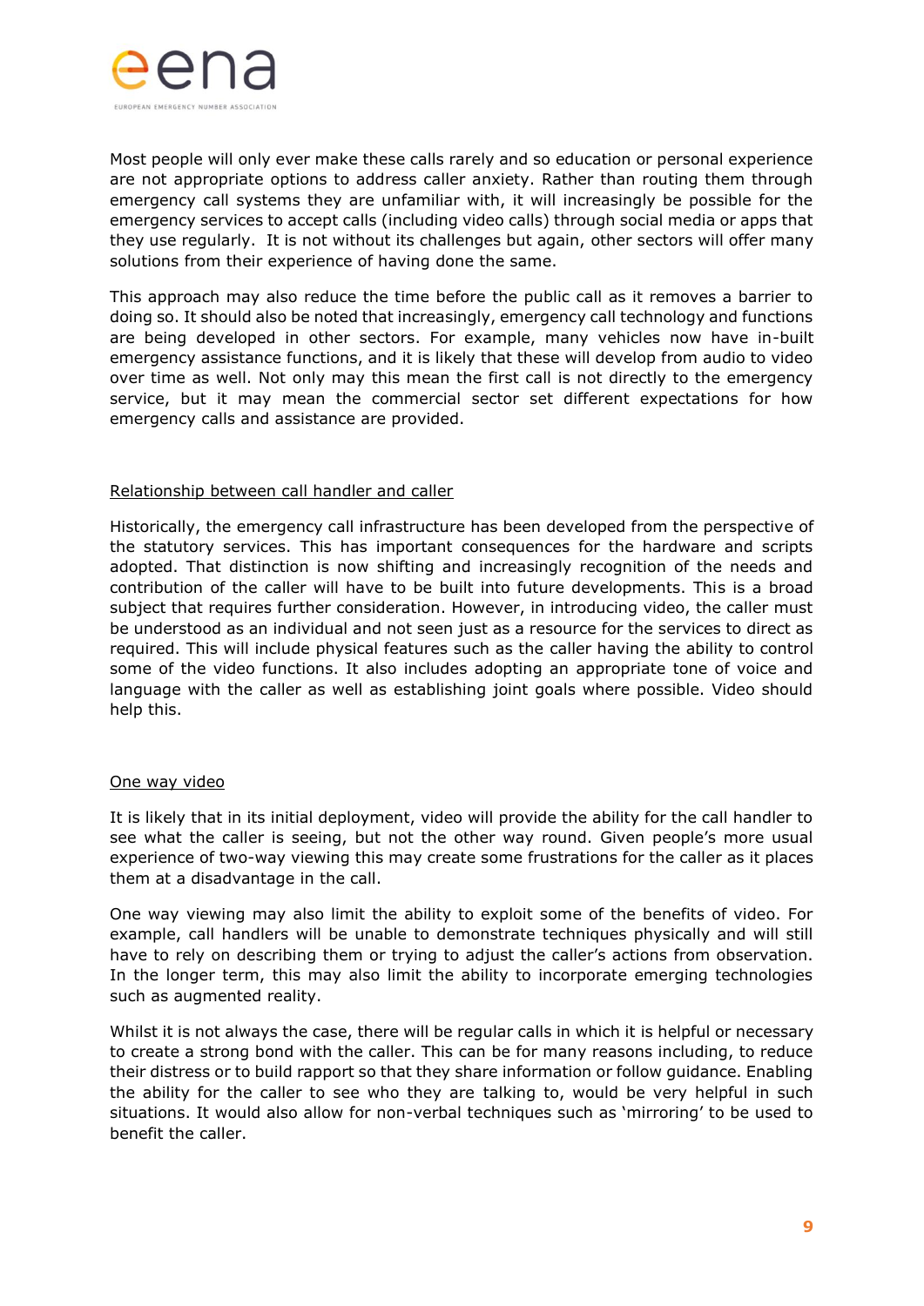Most people will only ever make these calls rarely and so education or personal experience are not appropriate options to address caller anxiety. Rather than routing them through emergency call systems they are unfamiliar with, it will increasingly be possible for the emergency services to accept calls (including video calls) through social media or apps that they use regularly. It is not without its challenges but again, other sectors will offer many solutions from their experience of having done the same.

This approach may also reduce the time before the public call as it removes a barrier to doing so. It should also be noted that increasingly, emergency call technology and functions are being developed in other sectors. For example, many vehicles now have in-built emergency assistance functions, and it is likely that these will develop from audio to video over time as well. Not only may this mean the first call is not directly to the emergency service, but it may mean the commercial sector set different expectations for how emergency calls and assistance are provided.

## Relationship between call handler and caller

Historically, the emergency call infrastructure has been developed from the perspective of the statutory services. This has important consequences for the hardware and scripts adopted. That distinction is now shifting and increasingly recognition of the needs and contribution of the caller will have to be built into future developments. This is a broad subject that requires further consideration. However, in introducing video, the caller must be understood as an individual and not seen just as a resource for the services to direct as required. This will include physical features such as the caller having the ability to control some of the video functions. It also includes adopting an appropriate tone of voice and language with the caller as well as establishing joint goals where possible. Video should help this.

## One way video

It is likely that in its initial deployment, video will provide the ability for the call handler to see what the caller is seeing, but not the other way round. Given people's more usual experience of two-way viewing this may create some frustrations for the caller as it places them at a disadvantage in the call.

One way viewing may also limit the ability to exploit some of the benefits of video. For example, call handlers will be unable to demonstrate techniques physically and will still have to rely on describing them or trying to adjust the caller's actions from observation. In the longer term, this may also limit the ability to incorporate emerging technologies such as augmented reality.

Whilst it is not always the case, there will be regular calls in which it is helpful or necessary to create a strong bond with the caller. This can be for many reasons including, to reduce their distress or to build rapport so that they share information or follow guidance. Enabling the ability for the caller to see who they are talking to, would be very helpful in such situations. It would also allow for non-verbal techniques such as 'mirroring' to be used to benefit the caller.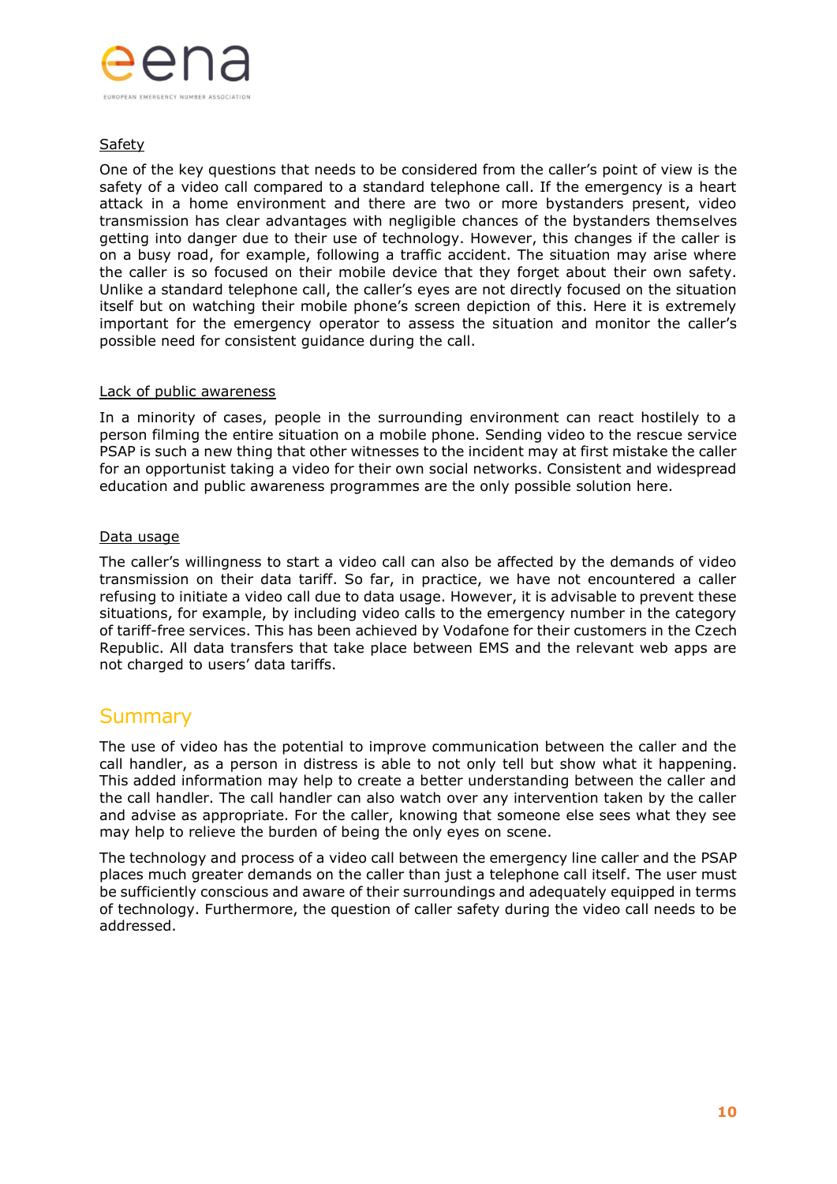Safety

One of the key questions that needs to be considered from the caller's point of view is the safety of a video call compared to a standard telephone call. If the emergency is a heart attack in a home environment and there are two or more bystanders present, video transmission has clear advantages with negligible chances of the bystanders themselves getting into danger due to their use of technology. However, this changes if the caller is on a busy road, for example, following a traffic accident. The situation may arise where the caller is so focused on their mobile device that they forget about their own safety. Unlike a standard telephone call, the caller's eyes are not directly focused on the situation itself but on watching their mobile phone's screen depiction of this. Here it is extremely important for the emergency operator to assess the situation and monitor the caller's possible need for consistent guidance during the call.

Lack of public awareness

In a minority of cases, people in the surrounding environment can react hostilely to a person filming the entire situation on a mobile phone. Sending video to the rescue service PSAP is such a new thing that other witnesses to the incident may at first mistake the caller for an opportunist taking a video for their own social networks. Consistent and widespread education and public awareness programmes are the only possible solution here.

Data usage

The caller's willingness to start a video call can also be affected by the demands of video transmission on their data tariff. So far, in practice, we have not encountered a caller refusing to initiate a video call due to data usage. However, it is advisable to prevent these situations, for example, by including video calls to the emergency number in the category of tariff-free services. This has been achieved by Vodafone for their customers in the Czech Republic. All data transfers that take place between EMS and the relevant web apps are not charged to users' data tariffs.

## Summary

The use of video has the potential to improve communication between the caller and the call handler, as a person in distress is able to not only tell but show what it happening. This added information may help to create a better understanding between the caller and the call handler. The call handler can also watch over any intervention taken by the caller and advise as appropriate. For the caller, knowing that someone else sees what they see may help to relieve the burden of being the only eyes on scene.

The technology and process of a video call between the emergency line caller and the PSAP places much greater demands on the caller than just a telephone call itself. The user must be sufficiently conscious and aware of their surroundings and adequately equipped in terms of technology. Furthermore, the question of caller safety during the video call needs to be addressed.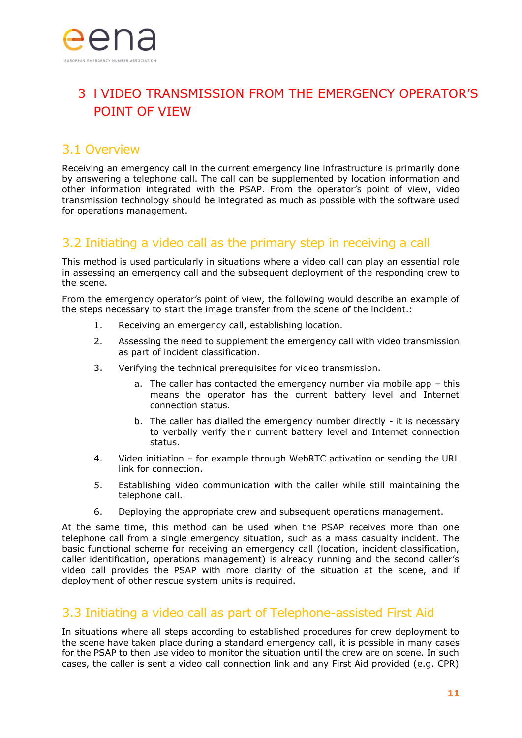# 3 I VIDEO TRANSMISSION FROM THE EMERGENCY OPERATOR'S POINT OF VIEW

## 3.1 Overview

Receiving an emergency call in the current emergency line infrastructure is primarily done by answering a telephone call. The call can be supplemented by location information and other information integrated with the PSAP. From the operator's point of view, video transmission technology should be integrated as much as possible with the software used for operations management.

## 3.2 Initiating a video call as the primary step in receiving a call

This method is used particularly in situations where a video call can play an essential role in assessing an emergency call and the subsequent deployment of the responding crew to the scene.

From the emergency operator's point of view, the following would describe an example of the steps necessary to start the image transfer from the scene of the incident.:

1. Receiving an emergency call, establishing location.
2. Assessing the need to supplement the emergency call with video transmission as part of incident classification.
3. Verifying the technical prerequisites for video transmission.
    a. The caller has contacted the emergency number via mobile app – this means the operator has the current battery level and Internet connection status.
    b. The caller has dialled the emergency number directly - it is necessary to verbally verify their current battery level and Internet connection status.
4. Video initiation – for example through WebRTC activation or sending the URL link for connection.
5. Establishing video communication with the caller while still maintaining the telephone call.
6. Deploying the appropriate crew and subsequent operations management.

At the same time, this method can be used when the PSAP receives more than one telephone call from a single emergency situation, such as a mass casualty incident. The basic functional scheme for receiving an emergency call (location, incident classification, caller identification, operations management) is already running and the second caller's video call provides the PSAP with more clarity of the situation at the scene, and if deployment of other rescue system units is required.

## 3.3 Initiating a video call as part of Telephone-assisted First Aid

In situations where all steps according to established procedures for crew deployment to the scene have taken place during a standard emergency call, it is possible in many cases for the PSAP to then use video to monitor the situation until the crew are on scene. In such cases, the caller is sent a video call connection link and any First Aid provided (e.g. CPR)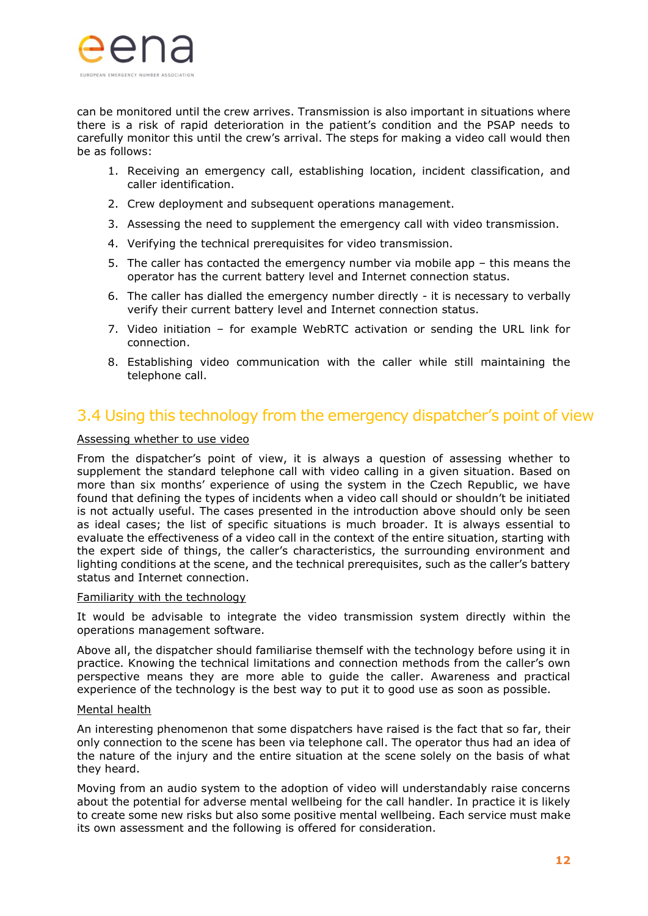can be monitored until the crew arrives. Transmission is also important in situations where there is a risk of rapid deterioration in the patient's condition and the PSAP needs to carefully monitor this until the crew's arrival. The steps for making a video call would then be as follows:

1. Receiving an emergency call, establishing location, incident classification, and caller identification.
2. Crew deployment and subsequent operations management.
3. Assessing the need to supplement the emergency call with video transmission.
4. Verifying the technical prerequisites for video transmission.
5. The caller has contacted the emergency number via mobile app – this means the operator has the current battery level and Internet connection status.
6. The caller has dialled the emergency number directly - it is necessary to verbally verify their current battery level and Internet connection status.
7. Video initiation – for example WebRTC activation or sending the URL link for connection.
8. Establishing video communication with the caller while still maintaining the telephone call.

## 3.4 Using this technology from the emergency dispatcher's point of view

Assessing whether to use video

From the dispatcher's point of view, it is always a question of assessing whether to supplement the standard telephone call with video calling in a given situation. Based on more than six months' experience of using the system in the Czech Republic, we have found that defining the types of incidents when a video call should or shouldn't be initiated is not actually useful. The cases presented in the introduction above should only be seen as ideal cases; the list of specific situations is much broader. It is always essential to evaluate the effectiveness of a video call in the context of the entire situation, starting with the expert side of things, the caller's characteristics, the surrounding environment and lighting conditions at the scene, and the technical prerequisites, such as the caller's battery status and Internet connection.

Familiarity with the technology

It would be advisable to integrate the video transmission system directly within the operations management software.

Above all, the dispatcher should familiarise themself with the technology before using it in practice. Knowing the technical limitations and connection methods from the caller's own perspective means they are more able to guide the caller. Awareness and practical experience of the technology is the best way to put it to good use as soon as possible.

Mental health

An interesting phenomenon that some dispatchers have raised is the fact that so far, their only connection to the scene has been via telephone call. The operator thus had an idea of the nature of the injury and the entire situation at the scene solely on the basis of what they heard.

Moving from an audio system to the adoption of video will understandably raise concerns about the potential for adverse mental wellbeing for the call handler. In practice it is likely to create some new risks but also some positive mental wellbeing. Each service must make its own assessment and the following is offered for consideration.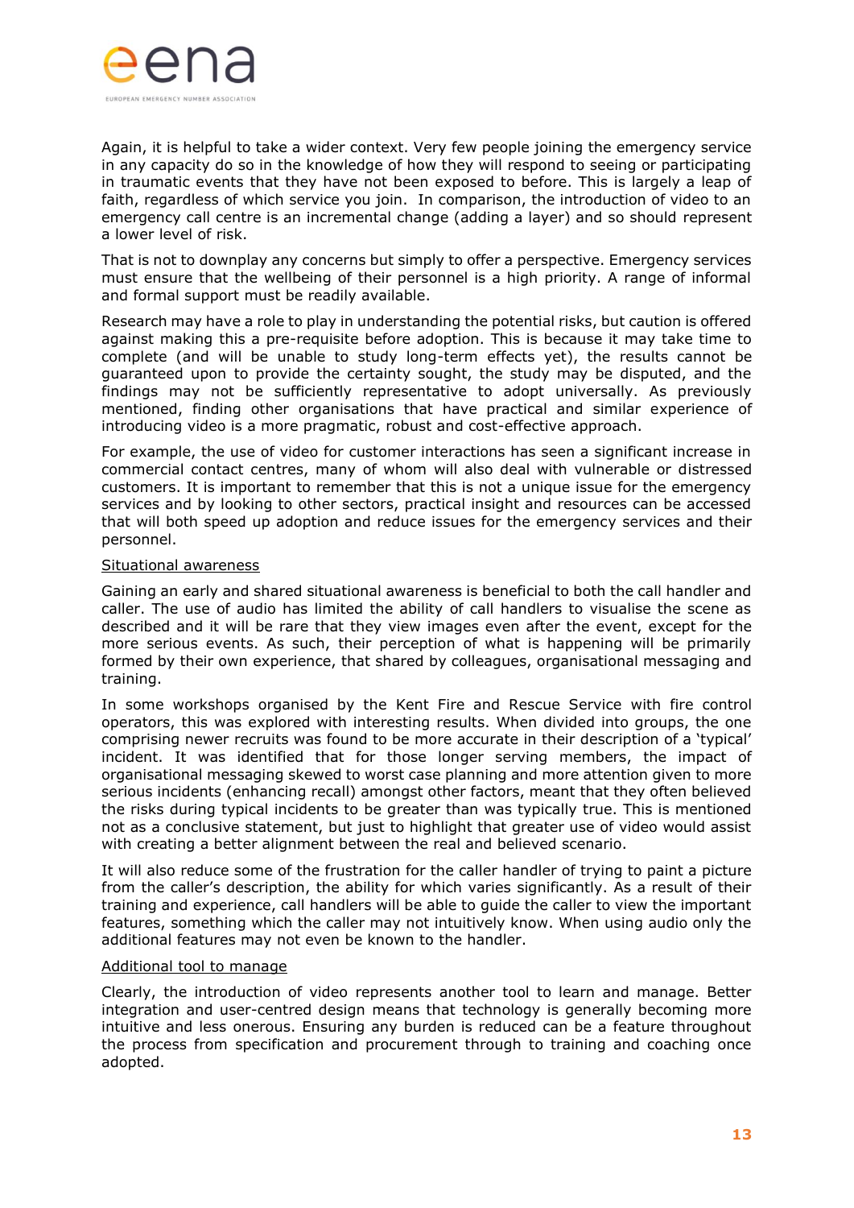Again, it is helpful to take a wider context. Very few people joining the emergency service in any capacity do so in the knowledge of how they will respond to seeing or participating in traumatic events that they have not been exposed to before. This is largely a leap of faith, regardless of which service you join. In comparison, the introduction of video to an emergency call centre is an incremental change (adding a layer) and so should represent a lower level of risk.

That is not to downplay any concerns but simply to offer a perspective. Emergency services must ensure that the wellbeing of their personnel is a high priority. A range of informal and formal support must be readily available.

Research may have a role to play in understanding the potential risks, but caution is offered against making this a pre-requisite before adoption. This is because it may take time to complete (and will be unable to study long-term effects yet), the results cannot be guaranteed upon to provide the certainty sought, the study may be disputed, and the findings may not be sufficiently representative to adopt universally. As previously mentioned, finding other organisations that have practical and similar experience of introducing video is a more pragmatic, robust and cost-effective approach.

For example, the use of video for customer interactions has seen a significant increase in commercial contact centres, many of whom will also deal with vulnerable or distressed customers. It is important to remember that this is not a unique issue for the emergency services and by looking to other sectors, practical insight and resources can be accessed that will both speed up adoption and reduce issues for the emergency services and their personnel.

<u>Situational awareness</u>

Gaining an early and shared situational awareness is beneficial to both the call handler and caller. The use of audio has limited the ability of call handlers to visualise the scene as described and it will be rare that they view images even after the event, except for the more serious events. As such, their perception of what is happening will be primarily formed by their own experience, that shared by colleagues, organisational messaging and training.

In some workshops organised by the Kent Fire and Rescue Service with fire control operators, this was explored with interesting results. When divided into groups, the one comprising newer recruits was found to be more accurate in their description of a 'typical' incident. It was identified that for those longer serving members, the impact of organisational messaging skewed to worst case planning and more attention given to more serious incidents (enhancing recall) amongst other factors, meant that they often believed the risks during typical incidents to be greater than was typically true. This is mentioned not as a conclusive statement, but just to highlight that greater use of video would assist with creating a better alignment between the real and believed scenario.

It will also reduce some of the frustration for the caller handler of trying to paint a picture from the caller's description, the ability for which varies significantly. As a result of their training and experience, call handlers will be able to guide the caller to view the important features, something which the caller may not intuitively know. When using audio only the additional features may not even be known to the handler.

<u>Additional tool to manage</u>

Clearly, the introduction of video represents another tool to learn and manage. Better integration and user-centred design means that technology is generally becoming more intuitive and less onerous. Ensuring any burden is reduced can be a feature throughout the process from specification and procurement through to training and coaching once adopted.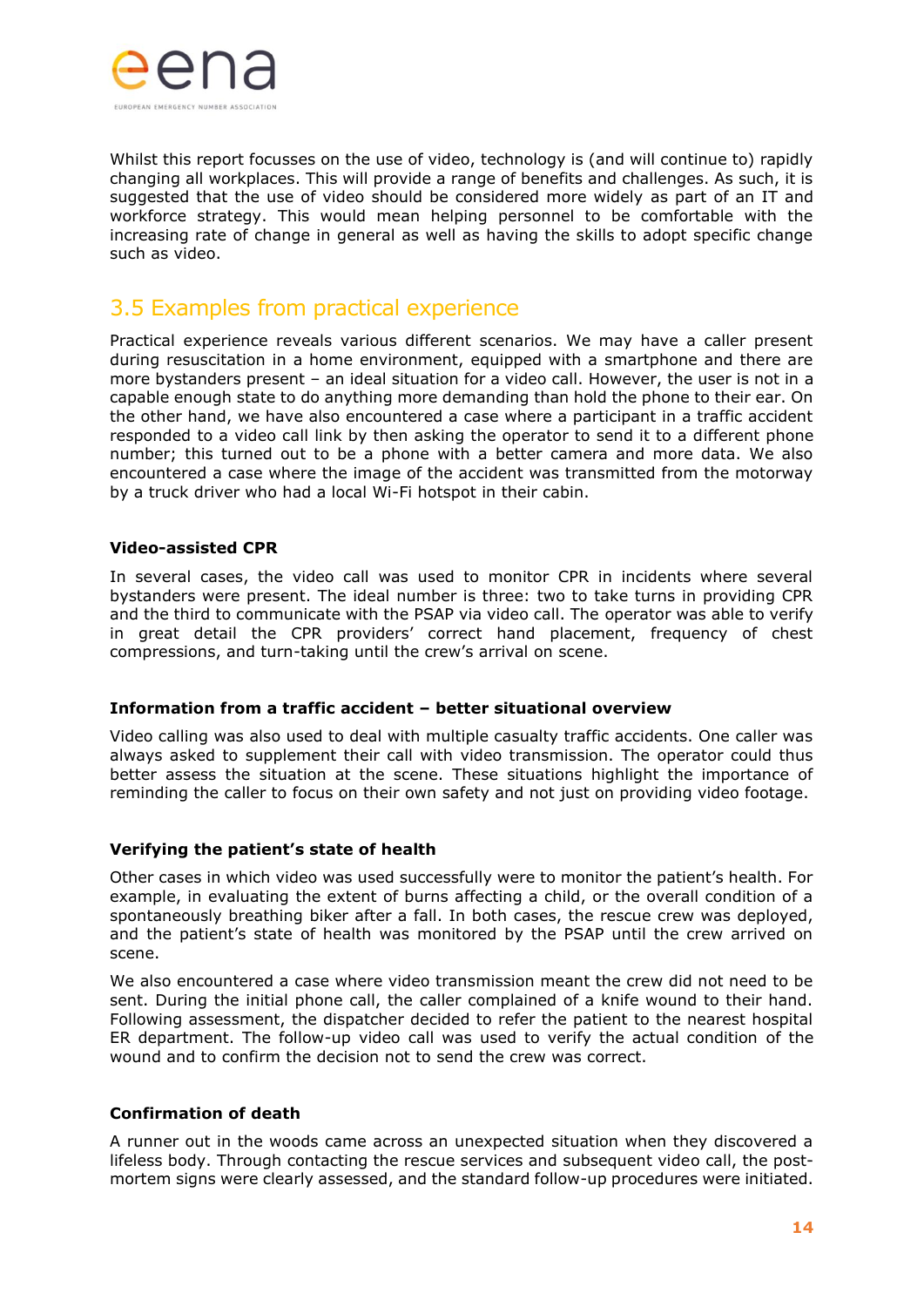Whilst this report focusses on the use of video, technology is (and will continue to) rapidly changing all workplaces. This will provide a range of benefits and challenges. As such, it is suggested that the use of video should be considered more widely as part of an IT and workforce strategy. This would mean helping personnel to be comfortable with the increasing rate of change in general as well as having the skills to adopt specific change such as video.

## 3.5 Examples from practical experience

Practical experience reveals various different scenarios. We may have a caller present during resuscitation in a home environment, equipped with a smartphone and there are more bystanders present – an ideal situation for a video call. However, the user is not in a capable enough state to do anything more demanding than hold the phone to their ear. On the other hand, we have also encountered a case where a participant in a traffic accident responded to a video call link by then asking the operator to send it to a different phone number; this turned out to be a phone with a better camera and more data. We also encountered a case where the image of the accident was transmitted from the motorway by a truck driver who had a local Wi-Fi hotspot in their cabin.

**Video-assisted CPR**

In several cases, the video call was used to monitor CPR in incidents where several bystanders were present. The ideal number is three: two to take turns in providing CPR and the third to communicate with the PSAP via video call. The operator was able to verify in great detail the CPR providers' correct hand placement, frequency of chest compressions, and turn-taking until the crew's arrival on scene.

**Information from a traffic accident – better situational overview**

Video calling was also used to deal with multiple casualty traffic accidents. One caller was always asked to supplement their call with video transmission. The operator could thus better assess the situation at the scene. These situations highlight the importance of reminding the caller to focus on their own safety and not just on providing video footage.

**Verifying the patient's state of health**

Other cases in which video was used successfully were to monitor the patient's health. For example, in evaluating the extent of burns affecting a child, or the overall condition of a spontaneously breathing biker after a fall. In both cases, the rescue crew was deployed, and the patient's state of health was monitored by the PSAP until the crew arrived on scene.

We also encountered a case where video transmission meant the crew did not need to be sent. During the initial phone call, the caller complained of a knife wound to their hand. Following assessment, the dispatcher decided to refer the patient to the nearest hospital ER department. The follow-up video call was used to verify the actual condition of the wound and to confirm the decision not to send the crew was correct.

**Confirmation of death**

A runner out in the woods came across an unexpected situation when they discovered a lifeless body. Through contacting the rescue services and subsequent video call, the post-mortem signs were clearly assessed, and the standard follow-up procedures were initiated.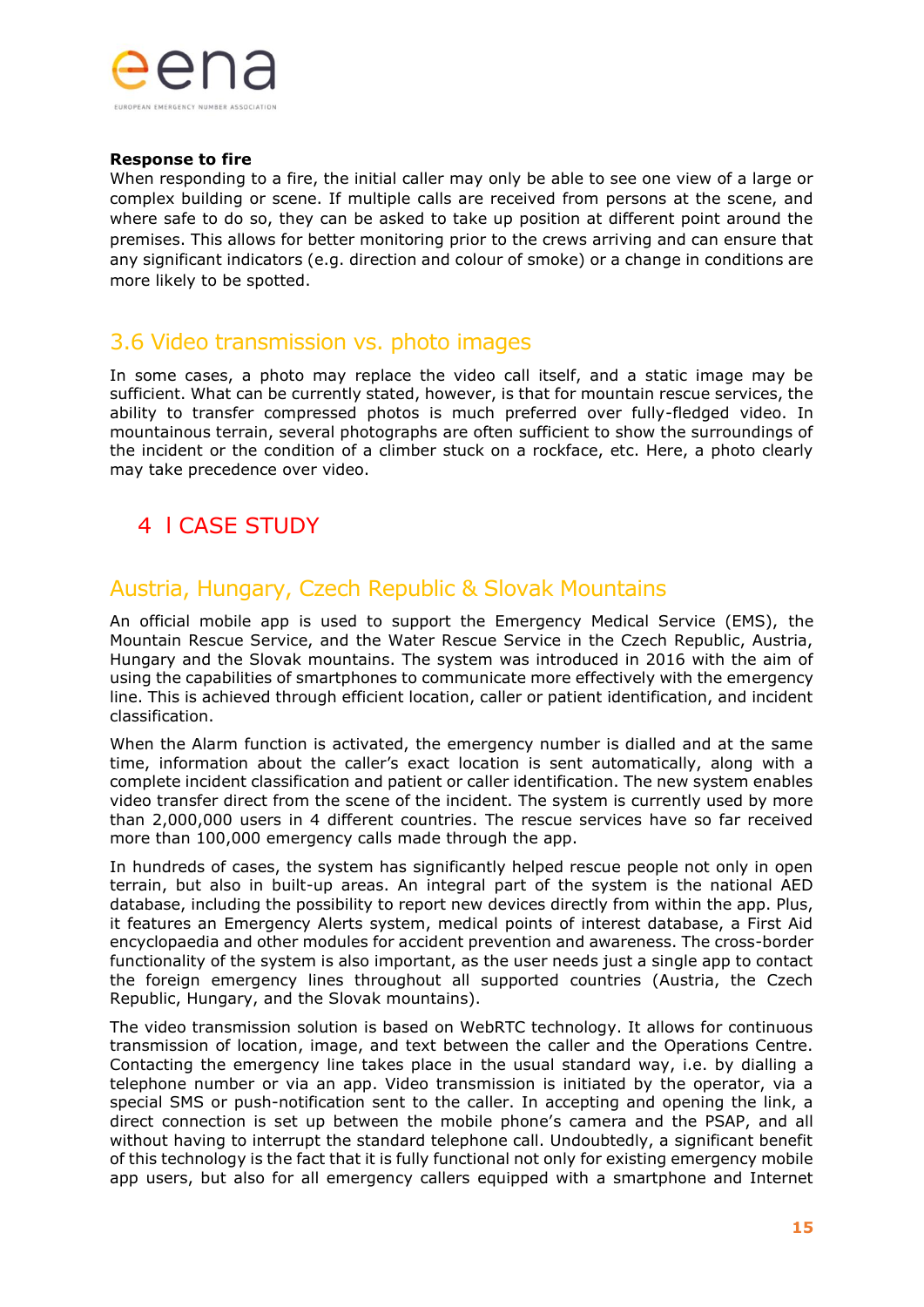**Response to fire**

When responding to a fire, the initial caller may only be able to see one view of a large or complex building or scene. If multiple calls are received from persons at the scene, and where safe to do so, they can be asked to take up position at different point around the premises. This allows for better monitoring prior to the crews arriving and can ensure that any significant indicators (e.g. direction and colour of smoke) or a change in conditions are more likely to be spotted.

## 3.6 Video transmission vs. photo images

In some cases, a photo may replace the video call itself, and a static image may be sufficient. What can be currently stated, however, is that for mountain rescue services, the ability to transfer compressed photos is much preferred over fully-fledged video. In mountainous terrain, several photographs are often sufficient to show the surroundings of the incident or the condition of a climber stuck on a rockface, etc. Here, a photo clearly may take precedence over video.

# 4 I CASE STUDY

## Austria, Hungary, Czech Republic & Slovak Mountains

An official mobile app is used to support the Emergency Medical Service (EMS), the Mountain Rescue Service, and the Water Rescue Service in the Czech Republic, Austria, Hungary and the Slovak mountains. The system was introduced in 2016 with the aim of using the capabilities of smartphones to communicate more effectively with the emergency line. This is achieved through efficient location, caller or patient identification, and incident classification.

When the Alarm function is activated, the emergency number is dialled and at the same time, information about the caller's exact location is sent automatically, along with a complete incident classification and patient or caller identification. The new system enables video transfer direct from the scene of the incident. The system is currently used by more than 2,000,000 users in 4 different countries. The rescue services have so far received more than 100,000 emergency calls made through the app.

In hundreds of cases, the system has significantly helped rescue people not only in open terrain, but also in built-up areas. An integral part of the system is the national AED database, including the possibility to report new devices directly from within the app. Plus, it features an Emergency Alerts system, medical points of interest database, a First Aid encyclopaedia and other modules for accident prevention and awareness. The cross-border functionality of the system is also important, as the user needs just a single app to contact the foreign emergency lines throughout all supported countries (Austria, the Czech Republic, Hungary, and the Slovak mountains).

The video transmission solution is based on WebRTC technology. It allows for continuous transmission of location, image, and text between the caller and the Operations Centre. Contacting the emergency line takes place in the usual standard way, i.e. by dialling a telephone number or via an app. Video transmission is initiated by the operator, via a special SMS or push-notification sent to the caller. In accepting and opening the link, a direct connection is set up between the mobile phone's camera and the PSAP, and all without having to interrupt the standard telephone call. Undoubtedly, a significant benefit of this technology is the fact that it is fully functional not only for existing emergency mobile app users, but also for all emergency callers equipped with a smartphone and Internet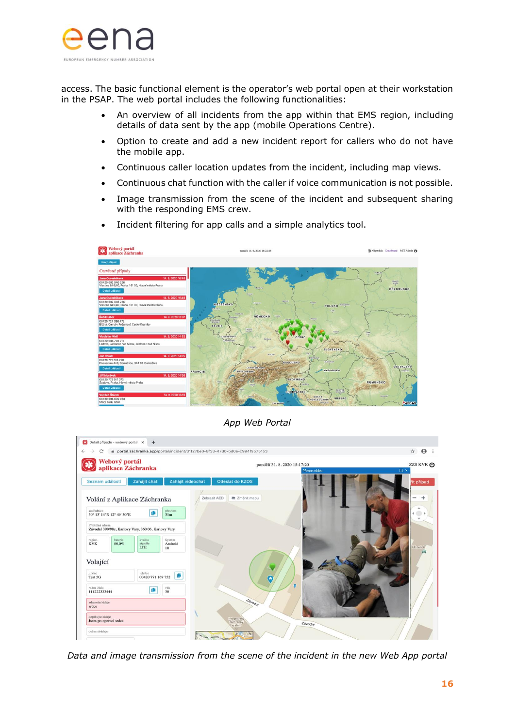access. The basic functional element is the operator's web portal open at their workstation in the PSAP. The web portal includes the following functionalities:

- An overview of all incidents from the app within that EMS region, including details of data sent by the app (mobile Operations Centre).
- Option to create and add a new incident report for callers who do not have the mobile app.
- Continuous caller location updates from the incident, including map views.
- Continuous chat function with the caller if voice communication is not possible.
- Image transmission from the scene of the incident and subsequent sharing with the responding EMS crew.
- Incident filtering for app calls and a simple analytics tool.

*App Web Portal*

*Data and image transmission from the scene of the incident in the new Web App portal*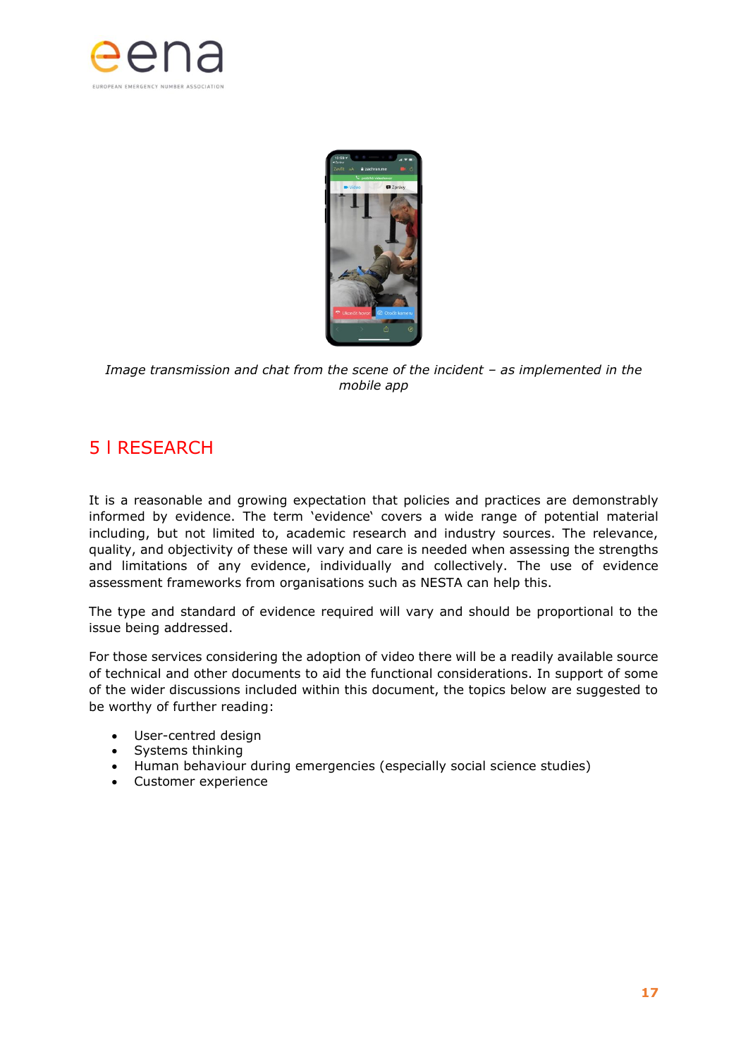*Image transmission and chat from the scene of the incident – as implemented in the mobile app*

## 5 I RESEARCH

It is a reasonable and growing expectation that policies and practices are demonstrably informed by evidence. The term 'evidence' covers a wide range of potential material including, but not limited to, academic research and industry sources. The relevance, quality, and objectivity of these will vary and care is needed when assessing the strengths and limitations of any evidence, individually and collectively. The use of evidence assessment frameworks from organisations such as NESTA can help this.

The type and standard of evidence required will vary and should be proportional to the issue being addressed.

For those services considering the adoption of video there will be a readily available source of technical and other documents to aid the functional considerations. In support of some of the wider discussions included within this document, the topics below are suggested to be worthy of further reading:

- User-centred design
- Systems thinking
- Human behaviour during emergencies (especially social science studies)
- Customer experience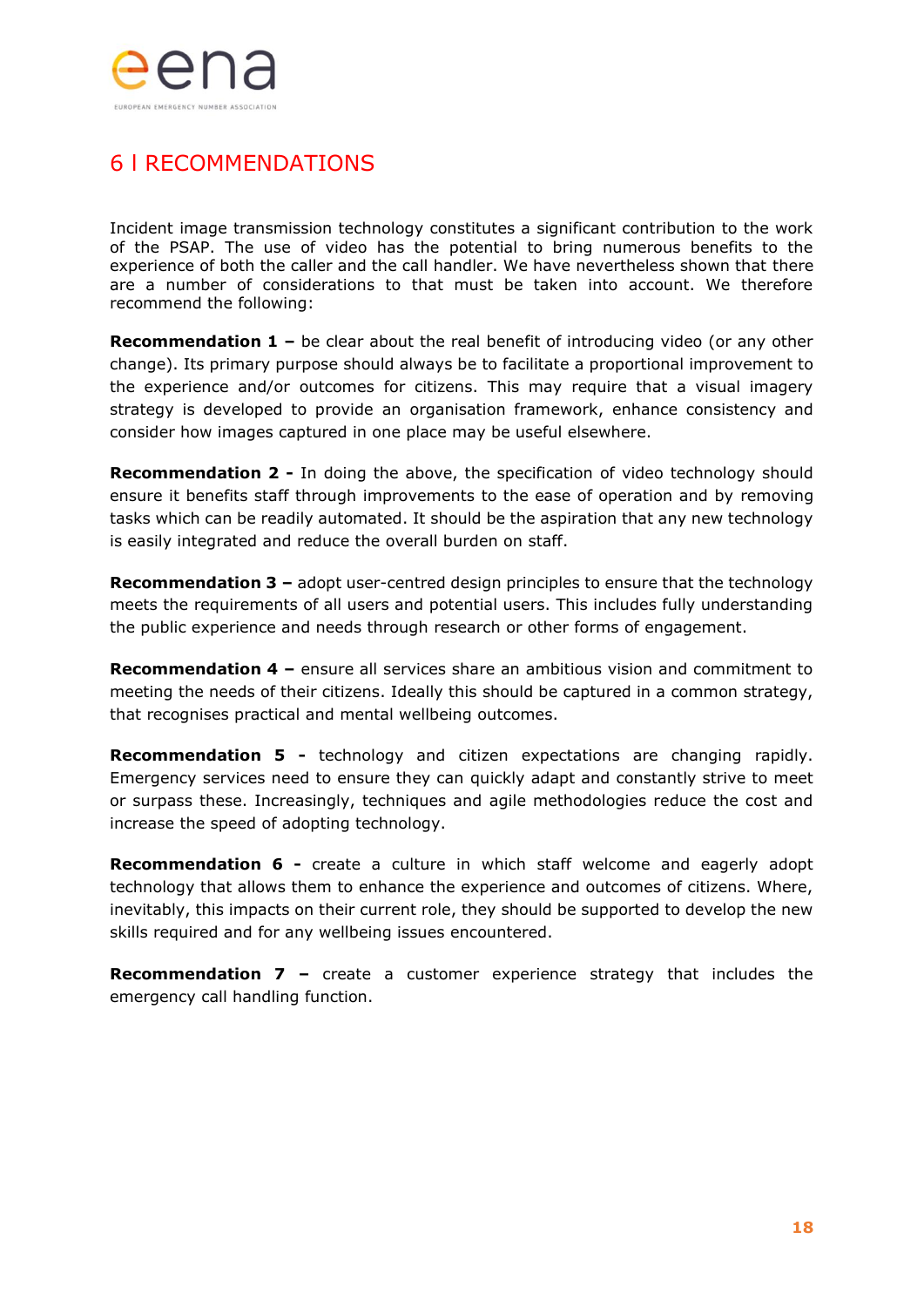# 6 I RECOMMENDATIONS

Incident image transmission technology constitutes a significant contribution to the work of the PSAP. The use of video has the potential to bring numerous benefits to the experience of both the caller and the call handler. We have nevertheless shown that there are a number of considerations to that must be taken into account. We therefore recommend the following:

**Recommendation 1 –** be clear about the real benefit of introducing video (or any other change). Its primary purpose should always be to facilitate a proportional improvement to the experience and/or outcomes for citizens. This may require that a visual imagery strategy is developed to provide an organisation framework, enhance consistency and consider how images captured in one place may be useful elsewhere.

**Recommendation 2 -** In doing the above, the specification of video technology should ensure it benefits staff through improvements to the ease of operation and by removing tasks which can be readily automated. It should be the aspiration that any new technology is easily integrated and reduce the overall burden on staff.

**Recommendation 3 –** adopt user-centred design principles to ensure that the technology meets the requirements of all users and potential users. This includes fully understanding the public experience and needs through research or other forms of engagement.

**Recommendation 4 –** ensure all services share an ambitious vision and commitment to meeting the needs of their citizens. Ideally this should be captured in a common strategy, that recognises practical and mental wellbeing outcomes.

**Recommendation 5 -** technology and citizen expectations are changing rapidly. Emergency services need to ensure they can quickly adapt and constantly strive to meet or surpass these. Increasingly, techniques and agile methodologies reduce the cost and increase the speed of adopting technology.

**Recommendation 6 -** create a culture in which staff welcome and eagerly adopt technology that allows them to enhance the experience and outcomes of citizens. Where, inevitably, this impacts on their current role, they should be supported to develop the new skills required and for any wellbeing issues encountered.

**Recommendation 7 –** create a customer experience strategy that includes the emergency call handling function.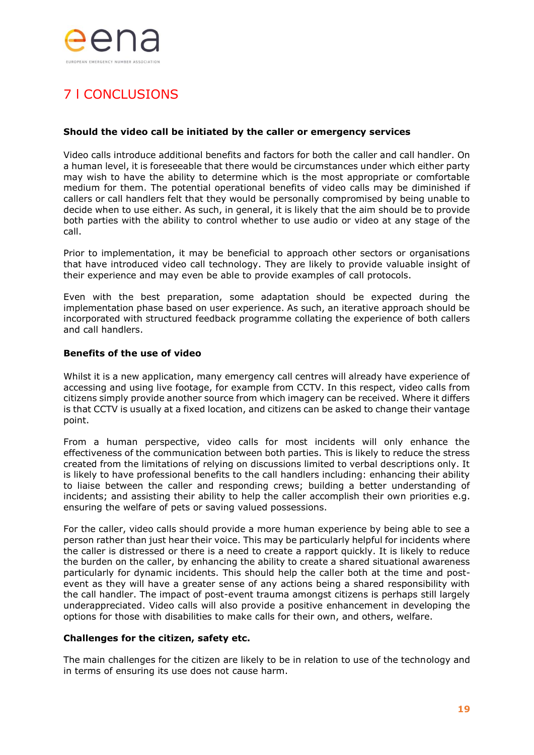# 7 I CONCLUSIONS

**Should the video call be initiated by the caller or emergency services**

Video calls introduce additional benefits and factors for both the caller and call handler. On a human level, it is foreseeable that there would be circumstances under which either party may wish to have the ability to determine which is the most appropriate or comfortable medium for them. The potential operational benefits of video calls may be diminished if callers or call handlers felt that they would be personally compromised by being unable to decide when to use either. As such, in general, it is likely that the aim should be to provide both parties with the ability to control whether to use audio or video at any stage of the call.

Prior to implementation, it may be beneficial to approach other sectors or organisations that have introduced video call technology. They are likely to provide valuable insight of their experience and may even be able to provide examples of call protocols.

Even with the best preparation, some adaptation should be expected during the implementation phase based on user experience. As such, an iterative approach should be incorporated with structured feedback programme collating the experience of both callers and call handlers.

**Benefits of the use of video**

Whilst it is a new application, many emergency call centres will already have experience of accessing and using live footage, for example from CCTV. In this respect, video calls from citizens simply provide another source from which imagery can be received. Where it differs is that CCTV is usually at a fixed location, and citizens can be asked to change their vantage point.

From a human perspective, video calls for most incidents will only enhance the effectiveness of the communication between both parties. This is likely to reduce the stress created from the limitations of relying on discussions limited to verbal descriptions only. It is likely to have professional benefits to the call handlers including: enhancing their ability to liaise between the caller and responding crews; building a better understanding of incidents; and assisting their ability to help the caller accomplish their own priorities e.g. ensuring the welfare of pets or saving valued possessions.

For the caller, video calls should provide a more human experience by being able to see a person rather than just hear their voice. This may be particularly helpful for incidents where the caller is distressed or there is a need to create a rapport quickly. It is likely to reduce the burden on the caller, by enhancing the ability to create a shared situational awareness particularly for dynamic incidents. This should help the caller both at the time and post-event as they will have a greater sense of any actions being a shared responsibility with the call handler. The impact of post-event trauma amongst citizens is perhaps still largely underappreciated. Video calls will also provide a positive enhancement in developing the options for those with disabilities to make calls for their own, and others, welfare.

**Challenges for the citizen, safety etc.**

The main challenges for the citizen are likely to be in relation to use of the technology and in terms of ensuring its use does not cause harm.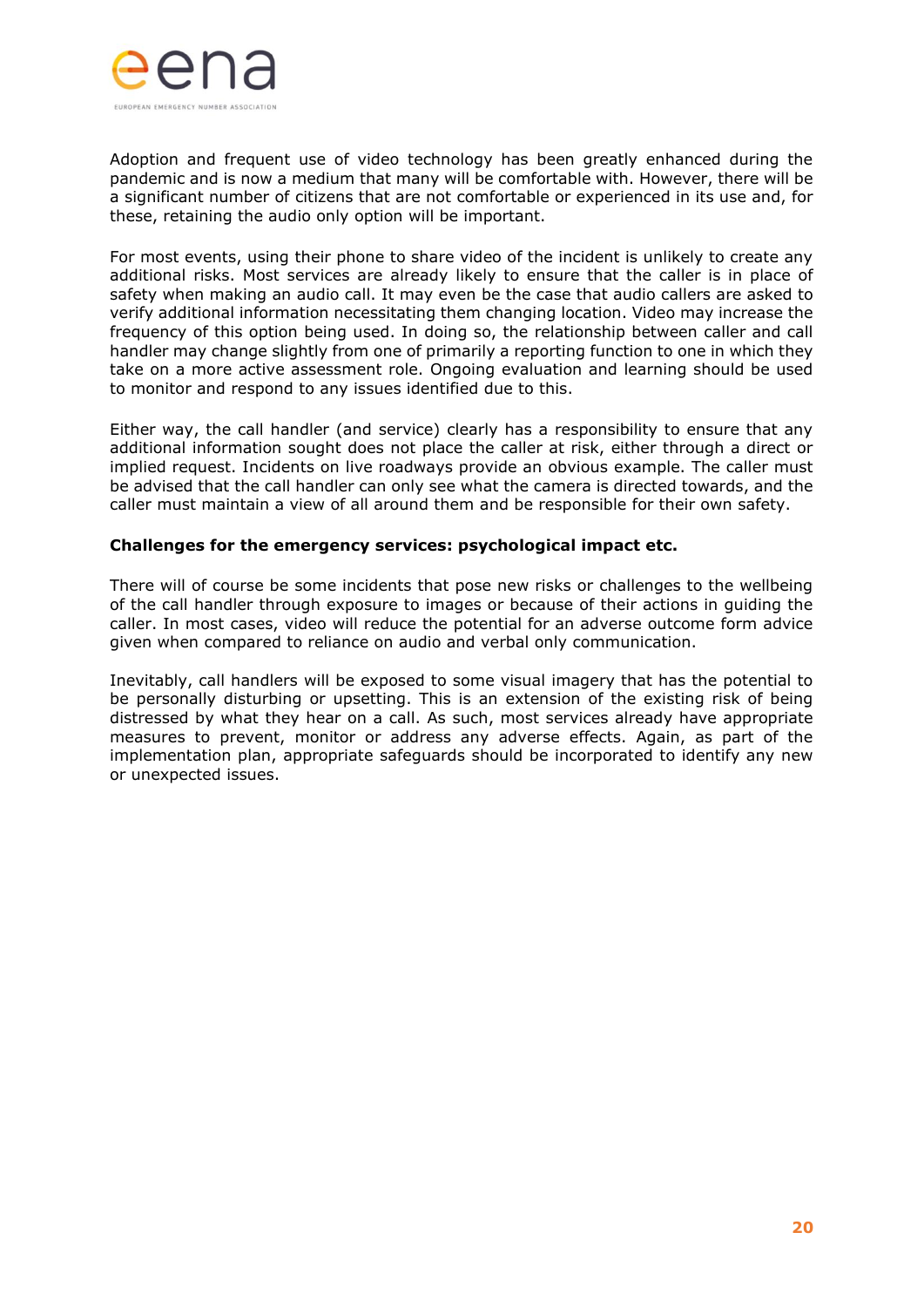Adoption and frequent use of video technology has been greatly enhanced during the pandemic and is now a medium that many will be comfortable with. However, there will be a significant number of citizens that are not comfortable or experienced in its use and, for these, retaining the audio only option will be important.

For most events, using their phone to share video of the incident is unlikely to create any additional risks. Most services are already likely to ensure that the caller is in place of safety when making an audio call. It may even be the case that audio callers are asked to verify additional information necessitating them changing location. Video may increase the frequency of this option being used. In doing so, the relationship between caller and call handler may change slightly from one of primarily a reporting function to one in which they take on a more active assessment role. Ongoing evaluation and learning should be used to monitor and respond to any issues identified due to this.

Either way, the call handler (and service) clearly has a responsibility to ensure that any additional information sought does not place the caller at risk, either through a direct or implied request. Incidents on live roadways provide an obvious example. The caller must be advised that the call handler can only see what the camera is directed towards, and the caller must maintain a view of all around them and be responsible for their own safety.

**Challenges for the emergency services: psychological impact etc.**

There will of course be some incidents that pose new risks or challenges to the wellbeing of the call handler through exposure to images or because of their actions in guiding the caller. In most cases, video will reduce the potential for an adverse outcome form advice given when compared to reliance on audio and verbal only communication.

Inevitably, call handlers will be exposed to some visual imagery that has the potential to be personally disturbing or upsetting. This is an extension of the existing risk of being distressed by what they hear on a call. As such, most services already have appropriate measures to prevent, monitor or address any adverse effects. Again, as part of the implementation plan, appropriate safeguards should be incorporated to identify any new or unexpected issues.